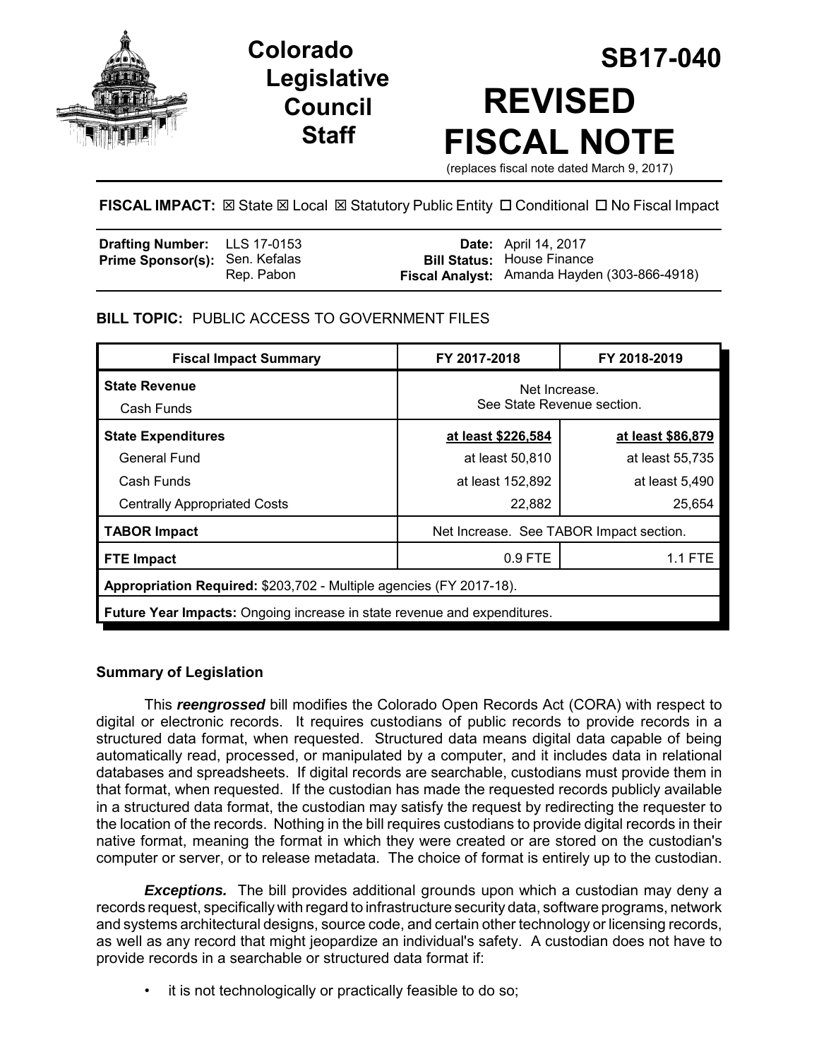# Colorado Legislative Council Staff

# SB17-040

# REVISED FISCAL NOTE

(replaces fiscal note dated March 9, 2017)

**FISCAL IMPACT:** ☒ State ☒ Local ☒ Statutory Public Entity ☐ Conditional ☐ No Fiscal Impact

| | | | |
|---|---|---|---|
| **Drafting Number:** | LLS 17-0153 | **Date:** | April 14, 2017 |
| **Prime Sponsor(s):** | Sen. Kefalas<br>Rep. Pabon | **Bill Status:** | House Finance |
| | | **Fiscal Analyst:** | Amanda Hayden (303-866-4918) |

## BILL TOPIC: PUBLIC ACCESS TO GOVERNMENT FILES

| Fiscal Impact Summary | FY 2017-2018 | FY 2018-2019 |
|---|---|---|
| **State Revenue**<br>Cash Funds | Net Increase.<br>See State Revenue section. | |
| **State Expenditures** | **at least $226,584** | **at least $86,879** |
| General Fund | at least 50,810 | at least 55,735 |
| Cash Funds | at least 152,892 | at least 5,490 |
| Centrally Appropriated Costs | 22,882 | 25,654 |
| **TABOR Impact** | Net Increase. See TABOR Impact section. | |
| **FTE Impact** | 0.9 FTE | 1.1 FTE |
| **Appropriation Required:** $203,702 - Multiple agencies (FY 2017-18). | | |
| **Future Year Impacts:** Ongoing increase in state revenue and expenditures. | | |

### Summary of Legislation

This ***reengrossed*** bill modifies the Colorado Open Records Act (CORA) with respect to digital or electronic records. It requires custodians of public records to provide records in a structured data format, when requested. Structured data means digital data capable of being automatically read, processed, or manipulated by a computer, and it includes data in relational databases and spreadsheets. If digital records are searchable, custodians must provide them in that format, when requested. If the custodian has made the requested records publicly available in a structured data format, the custodian may satisfy the request by redirecting the requester to the location of the records. Nothing in the bill requires custodians to provide digital records in their native format, meaning the format in which they were created or are stored on the custodian's computer or server, or to release metadata. The choice of format is entirely up to the custodian.

***Exceptions.*** The bill provides additional grounds upon which a custodian may deny a records request, specifically with regard to infrastructure security data, software programs, network and systems architectural designs, source code, and certain other technology or licensing records, as well as any record that might jeopardize an individual's safety. A custodian does not have to provide records in a searchable or structured data format if:

- it is not technologically or practically feasible to do so;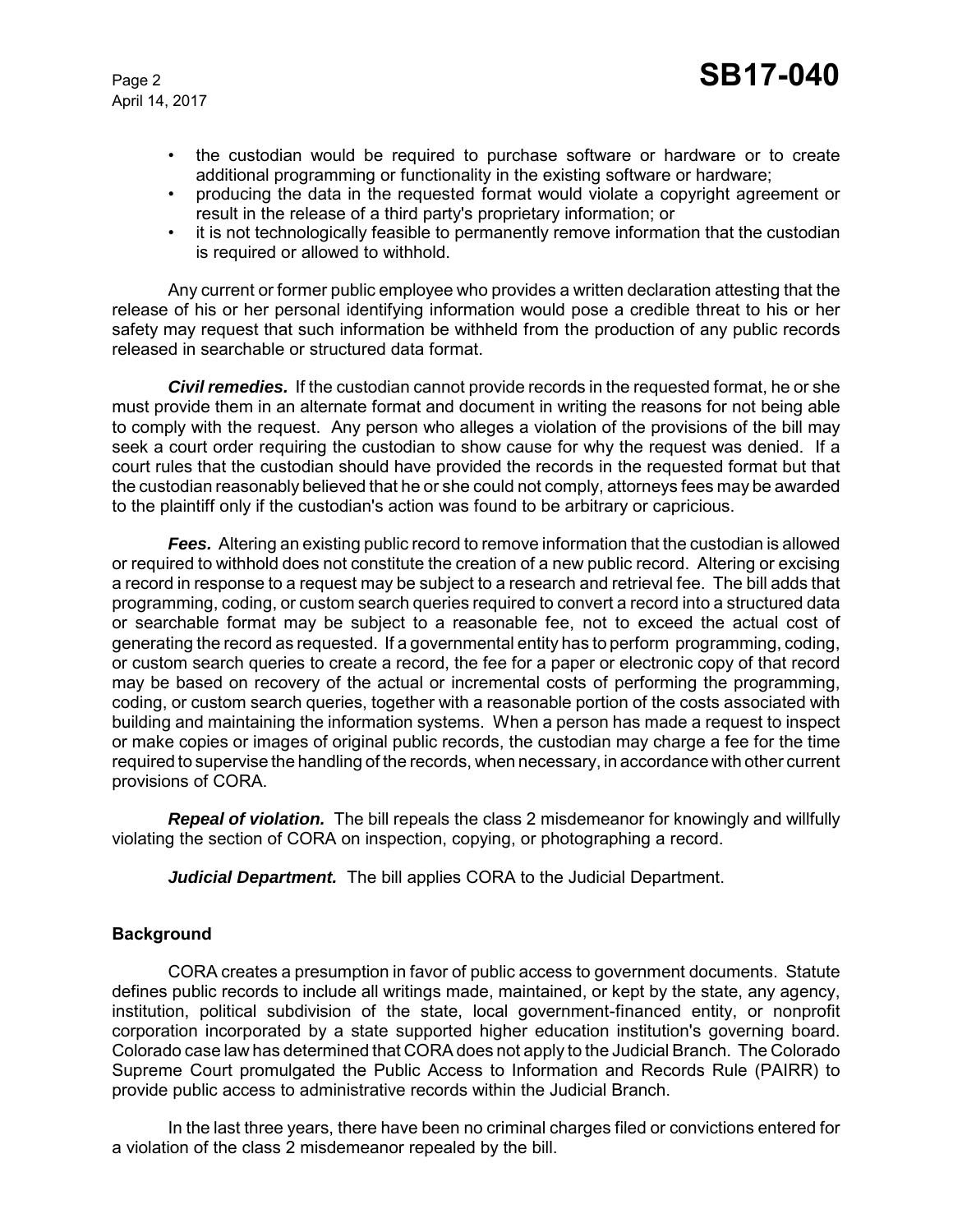- the custodian would be required to purchase software or hardware or to create additional programming or functionality in the existing software or hardware;
- producing the data in the requested format would violate a copyright agreement or result in the release of a third party's proprietary information; or
- it is not technologically feasible to permanently remove information that the custodian is required or allowed to withhold.

Any current or former public employee who provides a written declaration attesting that the release of his or her personal identifying information would pose a credible threat to his or her safety may request that such information be withheld from the production of any public records released in searchable or structured data format.

***Civil remedies.*** If the custodian cannot provide records in the requested format, he or she must provide them in an alternate format and document in writing the reasons for not being able to comply with the request. Any person who alleges a violation of the provisions of the bill may seek a court order requiring the custodian to show cause for why the request was denied. If a court rules that the custodian should have provided the records in the requested format but that the custodian reasonably believed that he or she could not comply, attorneys fees may be awarded to the plaintiff only if the custodian's action was found to be arbitrary or capricious.

***Fees.*** Altering an existing public record to remove information that the custodian is allowed or required to withhold does not constitute the creation of a new public record. Altering or excising a record in response to a request may be subject to a research and retrieval fee. The bill adds that programming, coding, or custom search queries required to convert a record into a structured data or searchable format may be subject to a reasonable fee, not to exceed the actual cost of generating the record as requested. If a governmental entity has to perform programming, coding, or custom search queries to create a record, the fee for a paper or electronic copy of that record may be based on recovery of the actual or incremental costs of performing the programming, coding, or custom search queries, together with a reasonable portion of the costs associated with building and maintaining the information systems. When a person has made a request to inspect or make copies or images of original public records, the custodian may charge a fee for the time required to supervise the handling of the records, when necessary, in accordance with other current provisions of CORA.

***Repeal of violation.*** The bill repeals the class 2 misdemeanor for knowingly and willfully violating the section of CORA on inspection, copying, or photographing a record.

***Judicial Department.*** The bill applies CORA to the Judicial Department.

**Background**

CORA creates a presumption in favor of public access to government documents. Statute defines public records to include all writings made, maintained, or kept by the state, any agency, institution, political subdivision of the state, local government-financed entity, or nonprofit corporation incorporated by a state supported higher education institution's governing board. Colorado case law has determined that CORA does not apply to the Judicial Branch. The Colorado Supreme Court promulgated the Public Access to Information and Records Rule (PAIRR) to provide public access to administrative records within the Judicial Branch.

In the last three years, there have been no criminal charges filed or convictions entered for a violation of the class 2 misdemeanor repealed by the bill.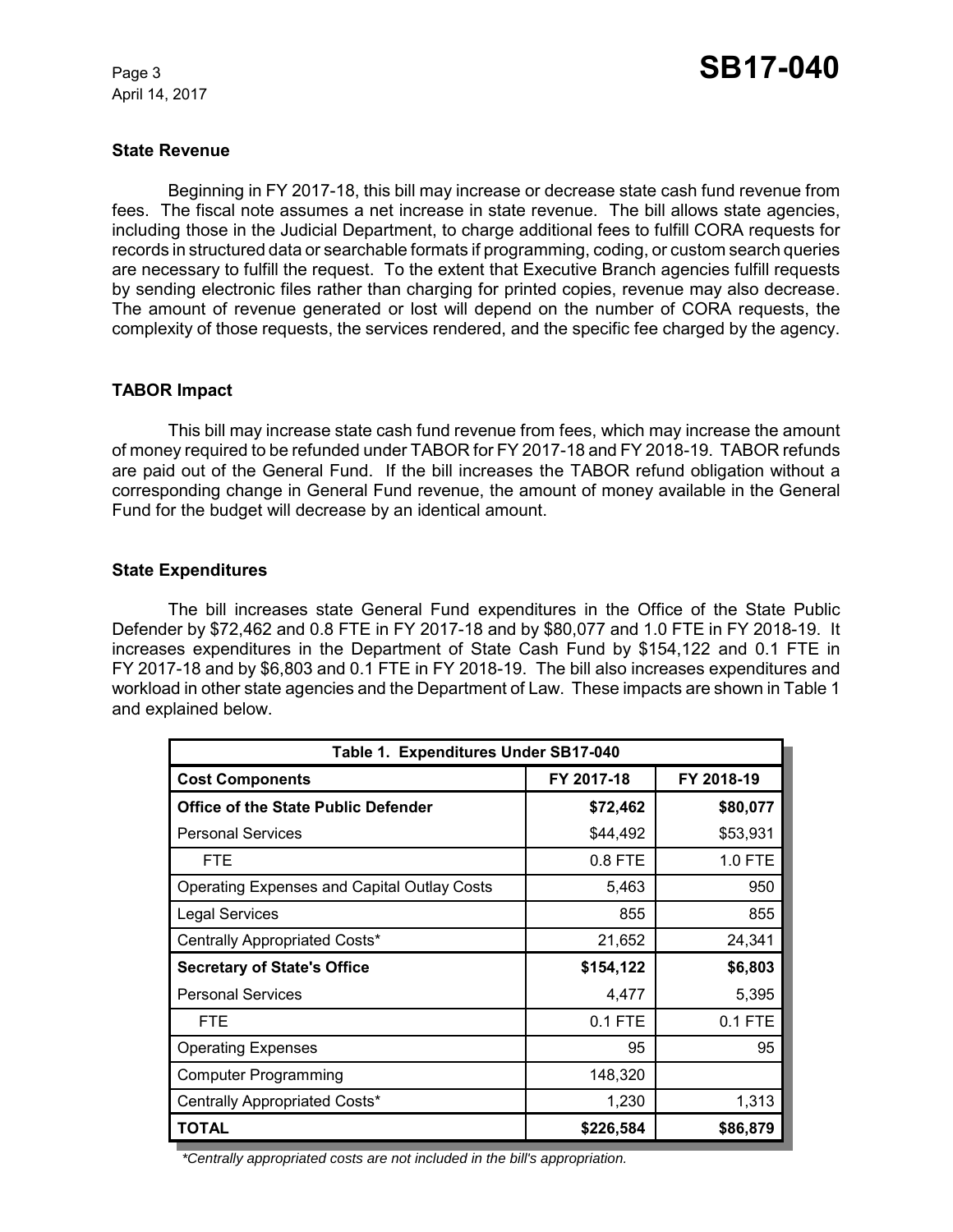### State Revenue

Beginning in FY 2017-18, this bill may increase or decrease state cash fund revenue from fees. The fiscal note assumes a net increase in state revenue. The bill allows state agencies, including those in the Judicial Department, to charge additional fees to fulfill CORA requests for records in structured data or searchable formats if programming, coding, or custom search queries are necessary to fulfill the request. To the extent that Executive Branch agencies fulfill requests by sending electronic files rather than charging for printed copies, revenue may also decrease. The amount of revenue generated or lost will depend on the number of CORA requests, the complexity of those requests, the services rendered, and the specific fee charged by the agency.

### TABOR Impact

This bill may increase state cash fund revenue from fees, which may increase the amount of money required to be refunded under TABOR for FY 2017-18 and FY 2018-19. TABOR refunds are paid out of the General Fund. If the bill increases the TABOR refund obligation without a corresponding change in General Fund revenue, the amount of money available in the General Fund for the budget will decrease by an identical amount.

### State Expenditures

The bill increases state General Fund expenditures in the Office of the State Public Defender by $72,462 and 0.8 FTE in FY 2017-18 and by $80,077 and 1.0 FTE in FY 2018-19. It increases expenditures in the Department of State Cash Fund by $154,122 and 0.1 FTE in FY 2017-18 and by $6,803 and 0.1 FTE in FY 2018-19. The bill also increases expenditures and workload in other state agencies and the Department of Law. These impacts are shown in Table 1 and explained below.

**Table 1. Expenditures Under SB17-040**

| Cost Components | FY 2017-18 | FY 2018-19 |
|---|---|---|
| **Office of the State Public Defender** | **$72,462** | **$80,077** |
| Personal Services | $44,492 | $53,931 |
| FTE | 0.8 FTE | 1.0 FTE |
| Operating Expenses and Capital Outlay Costs | 5,463 | 950 |
| Legal Services | 855 | 855 |
| Centrally Appropriated Costs* | 21,652 | 24,341 |
| **Secretary of State's Office** | **$154,122** | **$6,803** |
| Personal Services | 4,477 | 5,395 |
| FTE | 0.1 FTE | 0.1 FTE |
| Operating Expenses | 95 | 95 |
| Computer Programming | 148,320 | |
| Centrally Appropriated Costs* | 1,230 | 1,313 |
| **TOTAL** | **$226,584** | **$86,879** |

*Centrally appropriated costs are not included in the bill's appropriation.*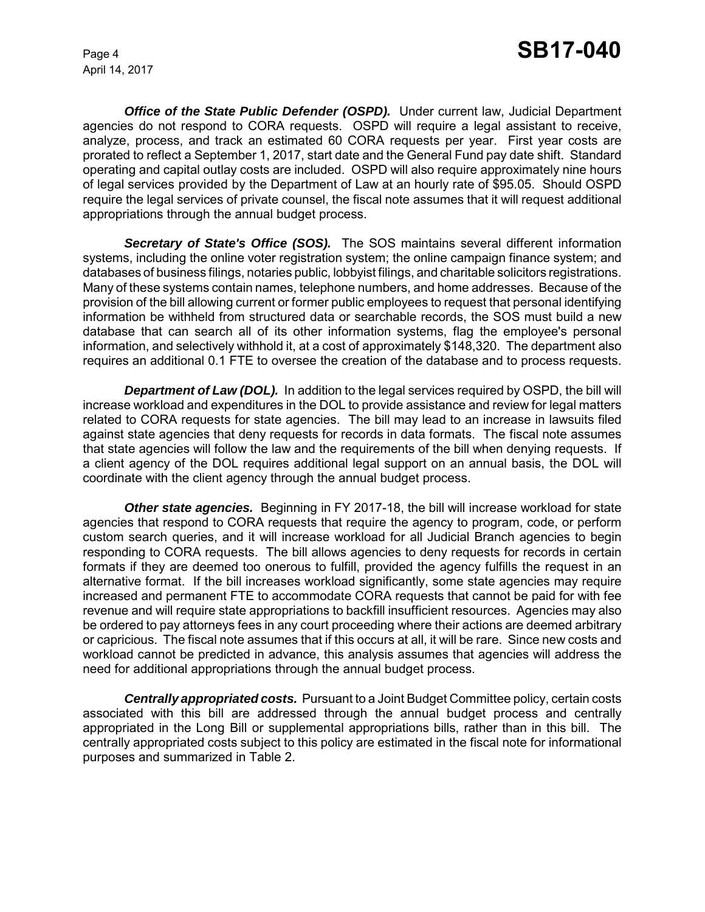***Office of the State Public Defender (OSPD).*** Under current law, Judicial Department agencies do not respond to CORA requests. OSPD will require a legal assistant to receive, analyze, process, and track an estimated 60 CORA requests per year. First year costs are prorated to reflect a September 1, 2017, start date and the General Fund pay date shift. Standard operating and capital outlay costs are included. OSPD will also require approximately nine hours of legal services provided by the Department of Law at an hourly rate of $95.05. Should OSPD require the legal services of private counsel, the fiscal note assumes that it will request additional appropriations through the annual budget process.

***Secretary of State's Office (SOS).*** The SOS maintains several different information systems, including the online voter registration system; the online campaign finance system; and databases of business filings, notaries public, lobbyist filings, and charitable solicitors registrations. Many of these systems contain names, telephone numbers, and home addresses. Because of the provision of the bill allowing current or former public employees to request that personal identifying information be withheld from structured data or searchable records, the SOS must build a new database that can search all of its other information systems, flag the employee's personal information, and selectively withhold it, at a cost of approximately $148,320. The department also requires an additional 0.1 FTE to oversee the creation of the database and to process requests.

***Department of Law (DOL).*** In addition to the legal services required by OSPD, the bill will increase workload and expenditures in the DOL to provide assistance and review for legal matters related to CORA requests for state agencies. The bill may lead to an increase in lawsuits filed against state agencies that deny requests for records in data formats. The fiscal note assumes that state agencies will follow the law and the requirements of the bill when denying requests. If a client agency of the DOL requires additional legal support on an annual basis, the DOL will coordinate with the client agency through the annual budget process.

***Other state agencies.*** Beginning in FY 2017-18, the bill will increase workload for state agencies that respond to CORA requests that require the agency to program, code, or perform custom search queries, and it will increase workload for all Judicial Branch agencies to begin responding to CORA requests. The bill allows agencies to deny requests for records in certain formats if they are deemed too onerous to fulfill, provided the agency fulfills the request in an alternative format. If the bill increases workload significantly, some state agencies may require increased and permanent FTE to accommodate CORA requests that cannot be paid for with fee revenue and will require state appropriations to backfill insufficient resources. Agencies may also be ordered to pay attorneys fees in any court proceeding where their actions are deemed arbitrary or capricious. The fiscal note assumes that if this occurs at all, it will be rare. Since new costs and workload cannot be predicted in advance, this analysis assumes that agencies will address the need for additional appropriations through the annual budget process.

***Centrally appropriated costs.*** Pursuant to a Joint Budget Committee policy, certain costs associated with this bill are addressed through the annual budget process and centrally appropriated in the Long Bill or supplemental appropriations bills, rather than in this bill. The centrally appropriated costs subject to this policy are estimated in the fiscal note for informational purposes and summarized in Table 2.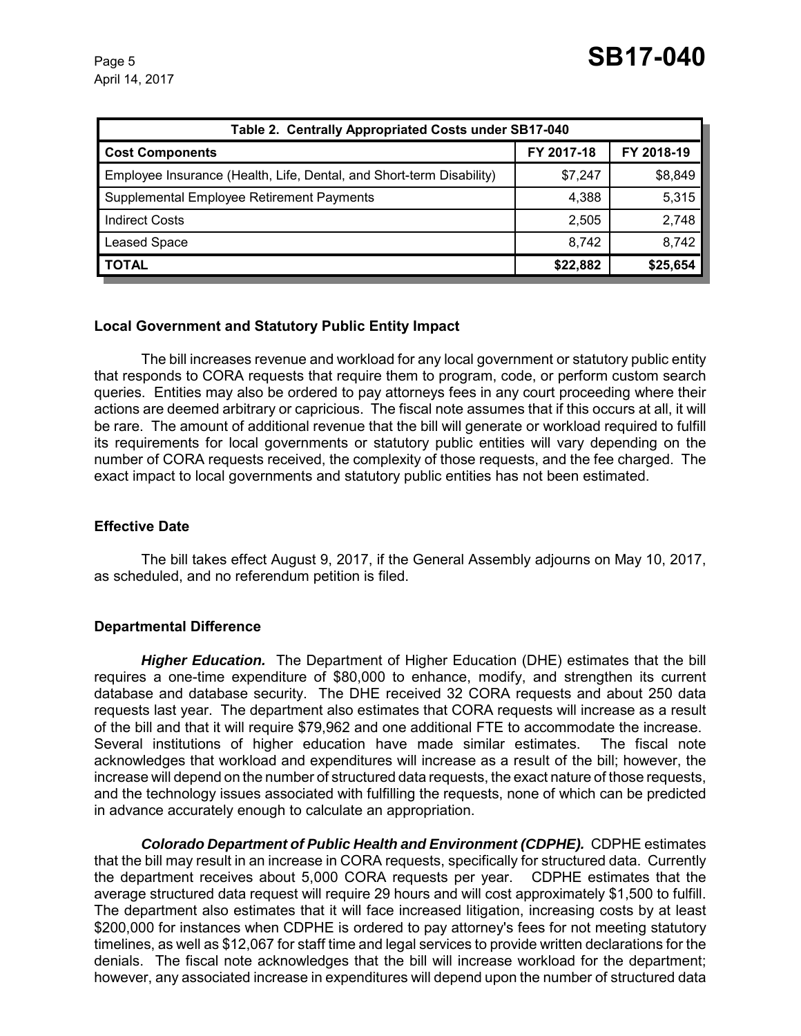| Table 2. Centrally Appropriated Costs under SB17-040 | | |
|---|---|---|
| **Cost Components** | **FY 2017-18** | **FY 2018-19** |
| Employee Insurance (Health, Life, Dental, and Short-term Disability) | $7,247 | $8,849 |
| Supplemental Employee Retirement Payments | 4,388 | 5,315 |
| Indirect Costs | 2,505 | 2,748 |
| Leased Space | 8,742 | 8,742 |
| **TOTAL** | **$22,882** | **$25,654** |

## Local Government and Statutory Public Entity Impact

The bill increases revenue and workload for any local government or statutory public entity that responds to CORA requests that require them to program, code, or perform custom search queries. Entities may also be ordered to pay attorneys fees in any court proceeding where their actions are deemed arbitrary or capricious. The fiscal note assumes that if this occurs at all, it will be rare. The amount of additional revenue that the bill will generate or workload required to fulfill its requirements for local governments or statutory public entities will vary depending on the number of CORA requests received, the complexity of those requests, and the fee charged. The exact impact to local governments and statutory public entities has not been estimated.

## Effective Date

The bill takes effect August 9, 2017, if the General Assembly adjourns on May 10, 2017, as scheduled, and no referendum petition is filed.

## Departmental Difference

***Higher Education.*** The Department of Higher Education (DHE) estimates that the bill requires a one-time expenditure of $80,000 to enhance, modify, and strengthen its current database and database security. The DHE received 32 CORA requests and about 250 data requests last year. The department also estimates that CORA requests will increase as a result of the bill and that it will require $79,962 and one additional FTE to accommodate the increase. Several institutions of higher education have made similar estimates. The fiscal note acknowledges that workload and expenditures will increase as a result of the bill; however, the increase will depend on the number of structured data requests, the exact nature of those requests, and the technology issues associated with fulfilling the requests, none of which can be predicted in advance accurately enough to calculate an appropriation.

***Colorado Department of Public Health and Environment (CDPHE).*** CDPHE estimates that the bill may result in an increase in CORA requests, specifically for structured data. Currently the department receives about 5,000 CORA requests per year. CDPHE estimates that the average structured data request will require 29 hours and will cost approximately $1,500 to fulfill. The department also estimates that it will face increased litigation, increasing costs by at least $200,000 for instances when CDPHE is ordered to pay attorney's fees for not meeting statutory timelines, as well as $12,067 for staff time and legal services to provide written declarations for the denials. The fiscal note acknowledges that the bill will increase workload for the department; however, any associated increase in expenditures will depend upon the number of structured data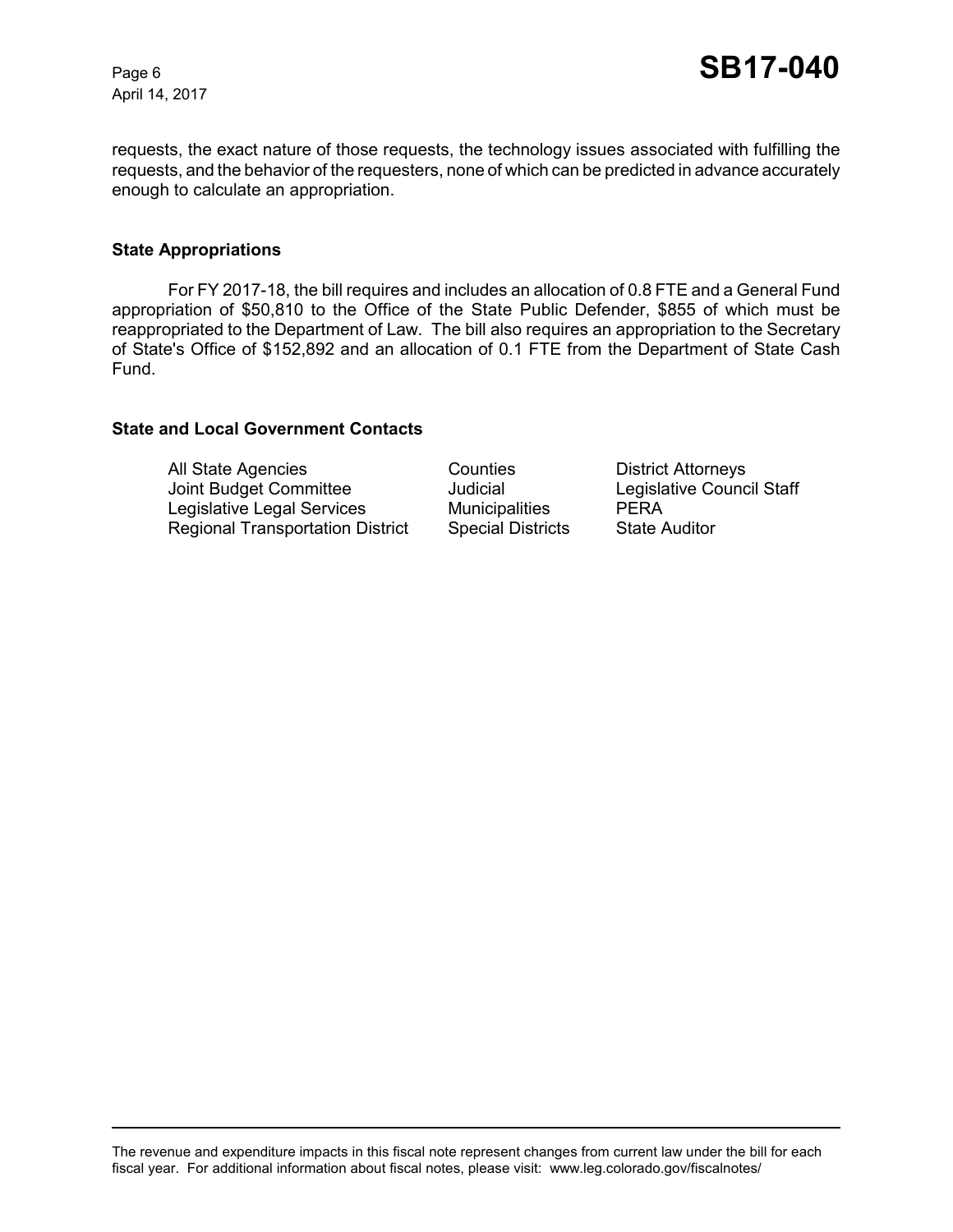requests, the exact nature of those requests, the technology issues associated with fulfilling the requests, and the behavior of the requesters, none of which can be predicted in advance accurately enough to calculate an appropriation.

**State Appropriations**

For FY 2017-18, the bill requires and includes an allocation of 0.8 FTE and a General Fund appropriation of $50,810 to the Office of the State Public Defender, $855 of which must be reappropriated to the Department of Law. The bill also requires an appropriation to the Secretary of State's Office of $152,892 and an allocation of 0.1 FTE from the Department of State Cash Fund.

**State and Local Government Contacts**

| | | |
|---|---|---|
| All State Agencies | Counties | District Attorneys |
| Joint Budget Committee | Judicial | Legislative Council Staff |
| Legislative Legal Services | Municipalities | PERA |
| Regional Transportation District | Special Districts | State Auditor |

The revenue and expenditure impacts in this fiscal note represent changes from current law under the bill for each fiscal year. For additional information about fiscal notes, please visit: www.leg.colorado.gov/fiscalnotes/